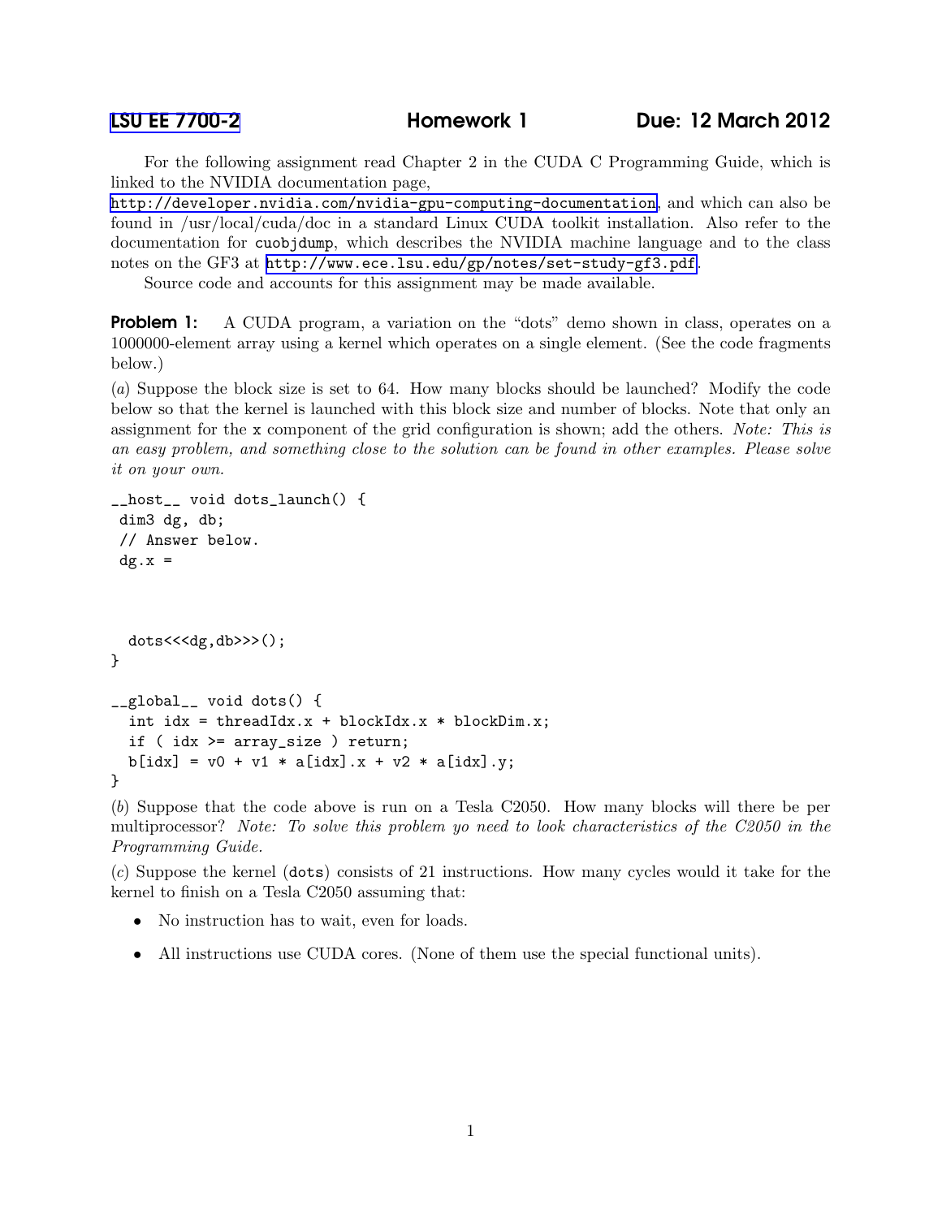LSU EE 7700-2 **Homework 1** **Due: 12 March 2012**

For the following assignment read Chapter 2 in the CUDA C Programming Guide, which is linked to the NVIDIA documentation page, http://developer.nvidia.com/nvidia-gpu-computing-documentation, and which can also be found in /usr/local/cuda/doc in a standard Linux CUDA toolkit installation. Also refer to the documentation for `cuobjdump`, which describes the NVIDIA machine language and to the class notes on the GF3 at http://www.ece.lsu.edu/gp/notes/set-study-gf3.pdf.

Source code and accounts for this assignment may be made available.

**Problem 1:** A CUDA program, a variation on the "dots" demo shown in class, operates on a 1000000-element array using a kernel which operates on a single element. (See the code fragments below.)

(*a*) Suppose the block size is set to 64. How many blocks should be launched? Modify the code below so that the kernel is launched with this block size and number of blocks. Note that only an assignment for the `x` component of the grid configuration is shown; add the others. *Note: This is an easy problem, and something close to the solution can be found in other examples. Please solve it on your own.*

```
__host__ void dots_launch() {
 dim3 dg, db;
 // Answer below.
 dg.x =



  dots<<<dg,db>>>();
}

__global__ void dots() {
  int idx = threadIdx.x + blockIdx.x * blockDim.x;
  if ( idx >= array_size ) return;
  b[idx] = v0 + v1 * a[idx].x + v2 * a[idx].y;
}
```

(*b*) Suppose that the code above is run on a Tesla C2050. How many blocks will there be per multiprocessor? *Note: To solve this problem yo need to look characteristics of the C2050 in the Programming Guide.*

(*c*) Suppose the kernel (`dots`) consists of 21 instructions. How many cycles would it take for the kernel to finish on a Tesla C2050 assuming that:

- No instruction has to wait, even for loads.
- All instructions use CUDA cores. (None of them use the special functional units).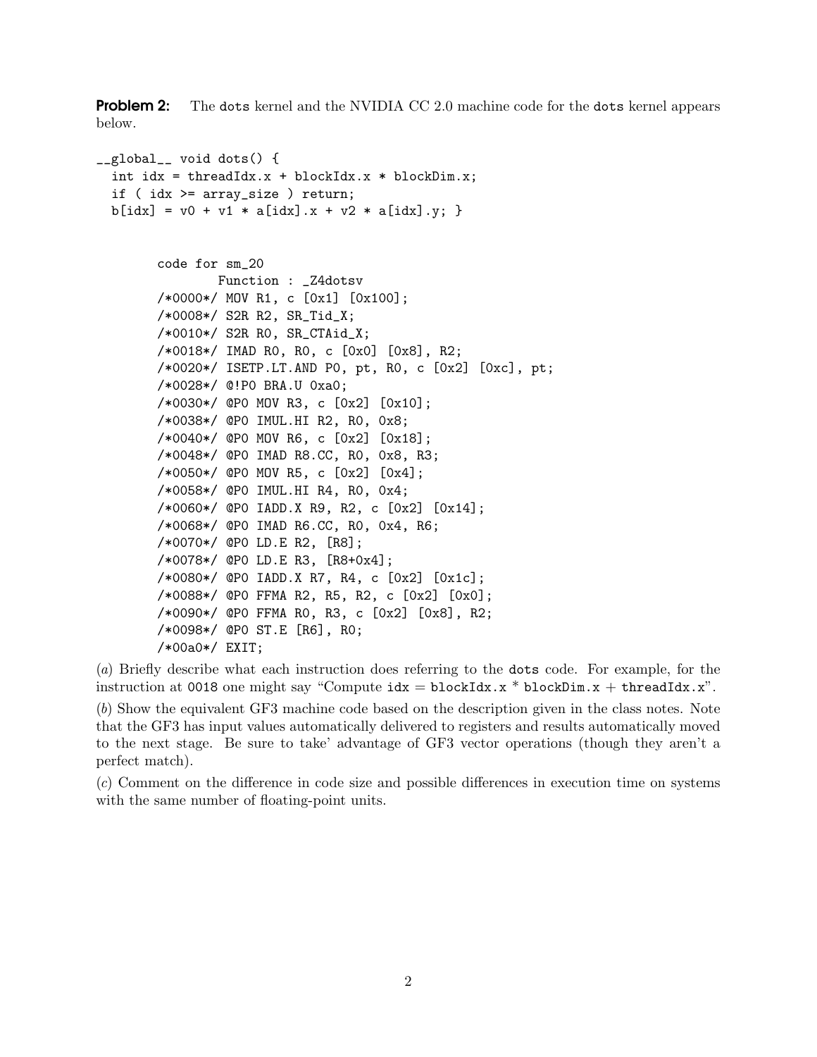**Problem 2:** The dots kernel and the NVIDIA CC 2.0 machine code for the dots kernel appears below.

```
__global__ void dots() {
  int idx = threadIdx.x + blockIdx.x * blockDim.x;
  if ( idx >= array_size ) return;
  b[idx] = v0 + v1 * a[idx].x + v2 * a[idx].y; }
```

```
        code for sm_20
                Function : _Z4dotsv
        /*0000*/ MOV R1, c [0x1] [0x100];
        /*0008*/ S2R R2, SR_Tid_X;
        /*0010*/ S2R R0, SR_CTAid_X;
        /*0018*/ IMAD R0, R0, c [0x0] [0x8], R2;
        /*0020*/ ISETP.LT.AND P0, pt, R0, c [0x2] [0xc], pt;
        /*0028*/ @!P0 BRA.U 0xa0;
        /*0030*/ @P0 MOV R3, c [0x2] [0x10];
        /*0038*/ @P0 IMUL.HI R2, R0, 0x8;
        /*0040*/ @P0 MOV R6, c [0x2] [0x18];
        /*0048*/ @P0 IMAD R8.CC, R0, 0x8, R3;
        /*0050*/ @P0 MOV R5, c [0x2] [0x4];
        /*0058*/ @P0 IMUL.HI R4, R0, 0x4;
        /*0060*/ @P0 IADD.X R9, R2, c [0x2] [0x14];
        /*0068*/ @P0 IMAD R6.CC, R0, 0x4, R6;
        /*0070*/ @P0 LD.E R2, [R8];
        /*0078*/ @P0 LD.E R3, [R8+0x4];
        /*0080*/ @P0 IADD.X R7, R4, c [0x2] [0x1c];
        /*0088*/ @P0 FFMA R2, R5, R2, c [0x2] [0x0];
        /*0090*/ @P0 FFMA R0, R3, c [0x2] [0x8], R2;
        /*0098*/ @P0 ST.E [R6], R0;
        /*00a0*/ EXIT;
```

(*a*) Briefly describe what each instruction does referring to the dots code. For example, for the instruction at 0018 one might say "Compute idx = blockIdx.x * blockDim.x + threadIdx.x".

(*b*) Show the equivalent GF3 machine code based on the description given in the class notes. Note that the GF3 has input values automatically delivered to registers and results automatically moved to the next stage. Be sure to take' advantage of GF3 vector operations (though they aren't a perfect match).

(*c*) Comment on the difference in code size and possible differences in execution time on systems with the same number of floating-point units.